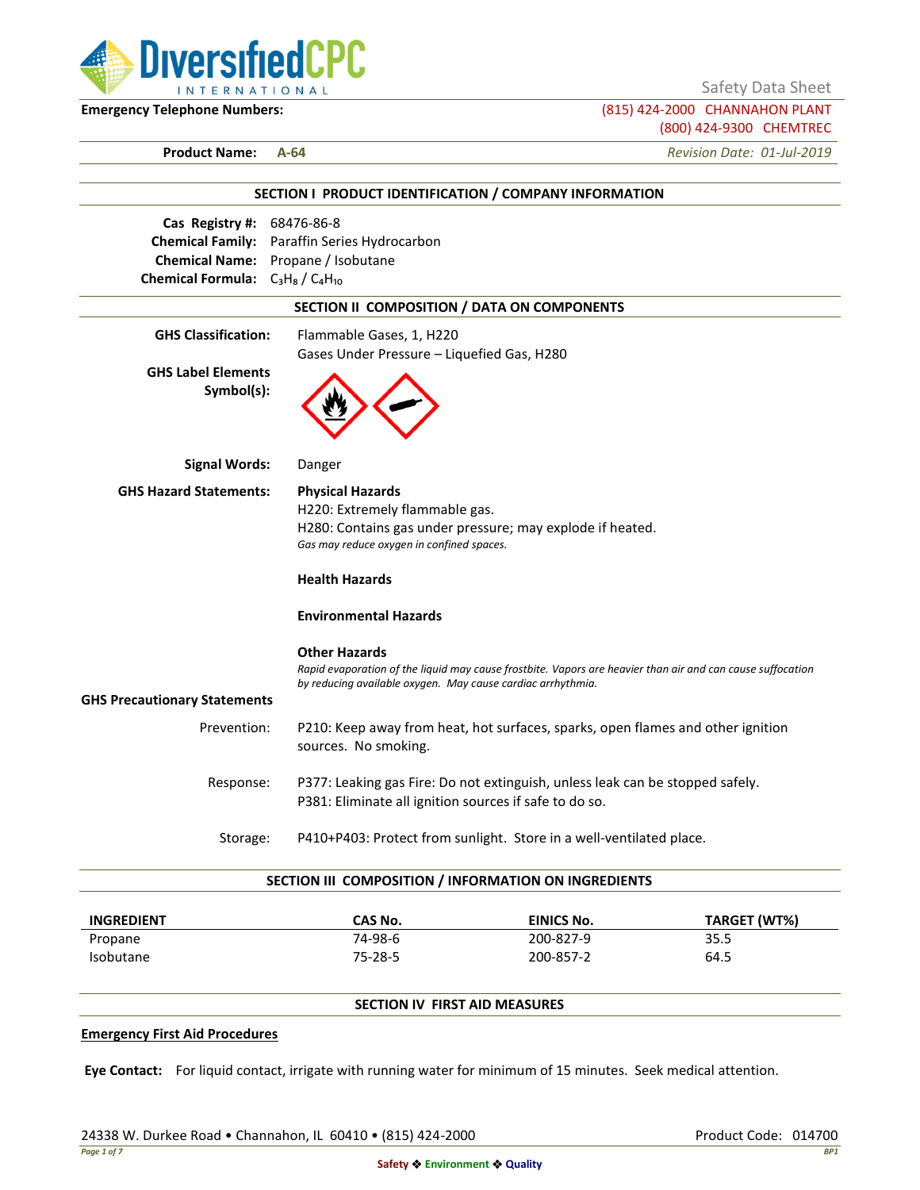DiversifiedCPC INTERNATIONAL

Safety Data Sheet

**Emergency Telephone Numbers:** (815) 424-2000 CHANNAHON PLANT
(800) 424-9300 CHEMTREC

**Product Name:** **A-64** *Revision Date: 01-Jul-2019*

## SECTION I PRODUCT IDENTIFICATION / COMPANY INFORMATION

**Cas Registry #:** 68476-86-8
**Chemical Family:** Paraffin Series Hydrocarbon
**Chemical Name:** Propane / Isobutane
**Chemical Formula:** $C_3H_8$ / $C_4H_{10}$

## SECTION II COMPOSITION / DATA ON COMPONENTS

**GHS Classification:** Flammable Gases, 1, H220
Gases Under Pressure – Liquefied Gas, H280

**GHS Label Elements Symbol(s):**

**Signal Words:** Danger

**GHS Hazard Statements:**

**Physical Hazards**
H220: Extremely flammable gas.
H280: Contains gas under pressure; may explode if heated.
*Gas may reduce oxygen in confined spaces.*

**Health Hazards**

**Environmental Hazards**

**Other Hazards**
*Rapid evaporation of the liquid may cause frostbite. Vapors are heavier than air and can cause suffocation by reducing available oxygen. May cause cardiac arrhythmia.*

**GHS Precautionary Statements**

Prevention: P210: Keep away from heat, hot surfaces, sparks, open flames and other ignition sources. No smoking.

Response: P377: Leaking gas Fire: Do not extinguish, unless leak can be stopped safely.
P381: Eliminate all ignition sources if safe to do so.

Storage: P410+P403: Protect from sunlight. Store in a well-ventilated place.

## SECTION III COMPOSITION / INFORMATION ON INGREDIENTS

| INGREDIENT | CAS No. | EINICS No. | TARGET (WT%) |
|---|---|---|---|
| Propane | 74-98-6 | 200-827-9 | 35.5 |
| Isobutane | 75-28-5 | 200-857-2 | 64.5 |

## SECTION IV FIRST AID MEASURES

**Emergency First Aid Procedures**

**Eye Contact:** For liquid contact, irrigate with running water for minimum of 15 minutes. Seek medical attention.

24338 W. Durkee Road • Channahon, IL 60410 • (815) 424-2000 Product Code: 014700

Safety ❖ Environment ❖ Quality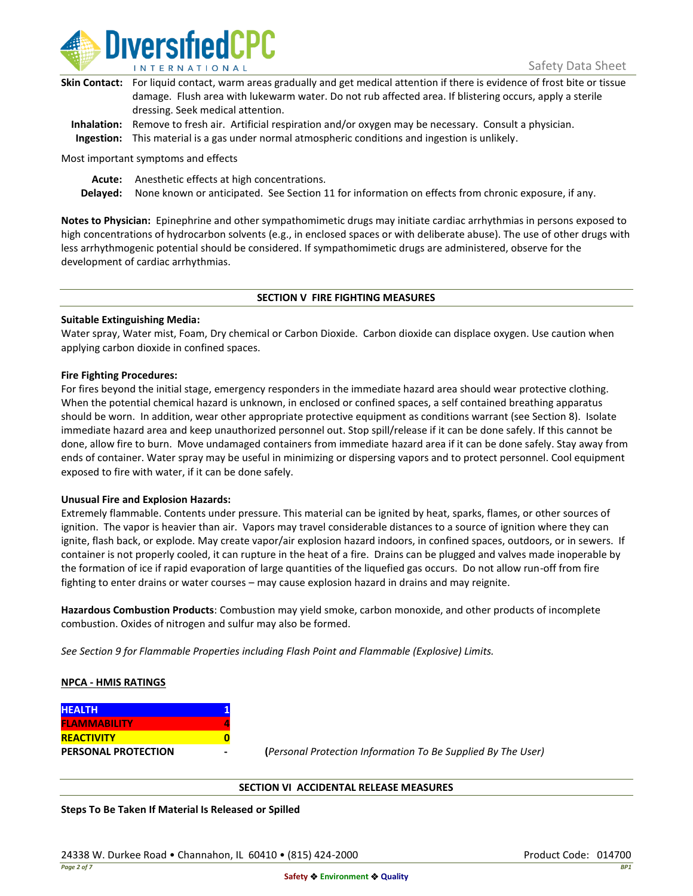**Skin Contact:** For liquid contact, warm areas gradually and get medical attention if there is evidence of frost bite or tissue damage. Flush area with lukewarm water. Do not rub affected area. If blistering occurs, apply a sterile dressing. Seek medical attention.

**Inhalation:** Remove to fresh air. Artificial respiration and/or oxygen may be necessary. Consult a physician.

**Ingestion:** This material is a gas under normal atmospheric conditions and ingestion is unlikely.

Most important symptoms and effects

**Acute:** Anesthetic effects at high concentrations.

**Delayed:** None known or anticipated. See Section 11 for information on effects from chronic exposure, if any.

**Notes to Physician:** Epinephrine and other sympathomimetic drugs may initiate cardiac arrhythmias in persons exposed to high concentrations of hydrocarbon solvents (e.g., in enclosed spaces or with deliberate abuse). The use of other drugs with less arrhythmogenic potential should be considered. If sympathomimetic drugs are administered, observe for the development of cardiac arrhythmias.

## SECTION V FIRE FIGHTING MEASURES

**Suitable Extinguishing Media:**
Water spray, Water mist, Foam, Dry chemical or Carbon Dioxide. Carbon dioxide can displace oxygen. Use caution when applying carbon dioxide in confined spaces.

**Fire Fighting Procedures:**
For fires beyond the initial stage, emergency responders in the immediate hazard area should wear protective clothing. When the potential chemical hazard is unknown, in enclosed or confined spaces, a self contained breathing apparatus should be worn. In addition, wear other appropriate protective equipment as conditions warrant (see Section 8). Isolate immediate hazard area and keep unauthorized personnel out. Stop spill/release if it can be done safely. If this cannot be done, allow fire to burn. Move undamaged containers from immediate hazard area if it can be done safely. Stay away from ends of container. Water spray may be useful in minimizing or dispersing vapors and to protect personnel. Cool equipment exposed to fire with water, if it can be done safely.

**Unusual Fire and Explosion Hazards:**
Extremely flammable. Contents under pressure. This material can be ignited by heat, sparks, flames, or other sources of ignition. The vapor is heavier than air. Vapors may travel considerable distances to a source of ignition where they can ignite, flash back, or explode. May create vapor/air explosion hazard indoors, in confined spaces, outdoors, or in sewers. If container is not properly cooled, it can rupture in the heat of a fire. Drains can be plugged and valves made inoperable by the formation of ice if rapid evaporation of large quantities of the liquefied gas occurs. Do not allow run-off from fire fighting to enter drains or water courses – may cause explosion hazard in drains and may reignite.

**Hazardous Combustion Products**: Combustion may yield smoke, carbon monoxide, and other products of incomplete combustion. Oxides of nitrogen and sulfur may also be formed.

*See Section 9 for Flammable Properties including Flash Point and Flammable (Explosive) Limits.*

**NPCA - HMIS RATINGS**

| | |
|---|---|
| **HEALTH** | **1** |
| **FLAMMABILITY** | **4** |
| **REACTIVITY** | **0** |
| **PERSONAL PROTECTION** | **-** |

(*Personal Protection Information To Be Supplied By The User)*

## SECTION VI ACCIDENTAL RELEASE MEASURES

**Steps To Be Taken If Material Is Released or Spilled**

24338 W. Durkee Road • Channahon, IL 60410 • (815) 424-2000 Product Code: 014700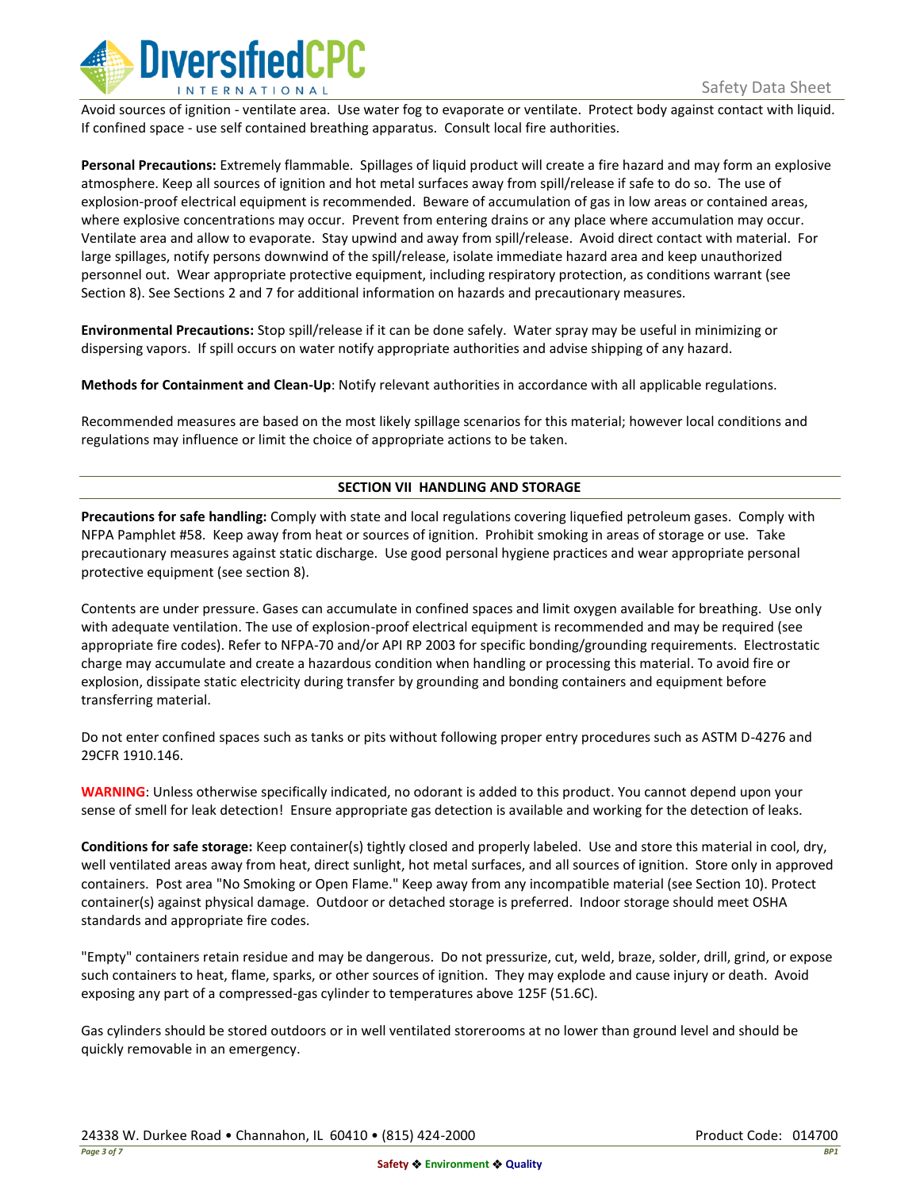Avoid sources of ignition - ventilate area. Use water fog to evaporate or ventilate. Protect body against contact with liquid. If confined space - use self contained breathing apparatus. Consult local fire authorities.

**Personal Precautions:** Extremely flammable. Spillages of liquid product will create a fire hazard and may form an explosive atmosphere. Keep all sources of ignition and hot metal surfaces away from spill/release if safe to do so. The use of explosion-proof electrical equipment is recommended. Beware of accumulation of gas in low areas or contained areas, where explosive concentrations may occur. Prevent from entering drains or any place where accumulation may occur. Ventilate area and allow to evaporate. Stay upwind and away from spill/release. Avoid direct contact with material. For large spillages, notify persons downwind of the spill/release, isolate immediate hazard area and keep unauthorized personnel out. Wear appropriate protective equipment, including respiratory protection, as conditions warrant (see Section 8). See Sections 2 and 7 for additional information on hazards and precautionary measures.

**Environmental Precautions:** Stop spill/release if it can be done safely. Water spray may be useful in minimizing or dispersing vapors. If spill occurs on water notify appropriate authorities and advise shipping of any hazard.

**Methods for Containment and Clean-Up**: Notify relevant authorities in accordance with all applicable regulations.

Recommended measures are based on the most likely spillage scenarios for this material; however local conditions and regulations may influence or limit the choice of appropriate actions to be taken.

## SECTION VII HANDLING AND STORAGE

**Precautions for safe handling:** Comply with state and local regulations covering liquefied petroleum gases. Comply with NFPA Pamphlet #58. Keep away from heat or sources of ignition. Prohibit smoking in areas of storage or use. Take precautionary measures against static discharge. Use good personal hygiene practices and wear appropriate personal protective equipment (see section 8).

Contents are under pressure. Gases can accumulate in confined spaces and limit oxygen available for breathing. Use only with adequate ventilation. The use of explosion-proof electrical equipment is recommended and may be required (see appropriate fire codes). Refer to NFPA-70 and/or API RP 2003 for specific bonding/grounding requirements. Electrostatic charge may accumulate and create a hazardous condition when handling or processing this material. To avoid fire or explosion, dissipate static electricity during transfer by grounding and bonding containers and equipment before transferring material.

Do not enter confined spaces such as tanks or pits without following proper entry procedures such as ASTM D-4276 and 29CFR 1910.146.

**WARNING**: Unless otherwise specifically indicated, no odorant is added to this product. You cannot depend upon your sense of smell for leak detection! Ensure appropriate gas detection is available and working for the detection of leaks.

**Conditions for safe storage:** Keep container(s) tightly closed and properly labeled. Use and store this material in cool, dry, well ventilated areas away from heat, direct sunlight, hot metal surfaces, and all sources of ignition. Store only in approved containers. Post area "No Smoking or Open Flame." Keep away from any incompatible material (see Section 10). Protect container(s) against physical damage. Outdoor or detached storage is preferred. Indoor storage should meet OSHA standards and appropriate fire codes.

"Empty" containers retain residue and may be dangerous. Do not pressurize, cut, weld, braze, solder, drill, grind, or expose such containers to heat, flame, sparks, or other sources of ignition. They may explode and cause injury or death. Avoid exposing any part of a compressed-gas cylinder to temperatures above 125F (51.6C).

Gas cylinders should be stored outdoors or in well ventilated storerooms at no lower than ground level and should be quickly removable in an emergency.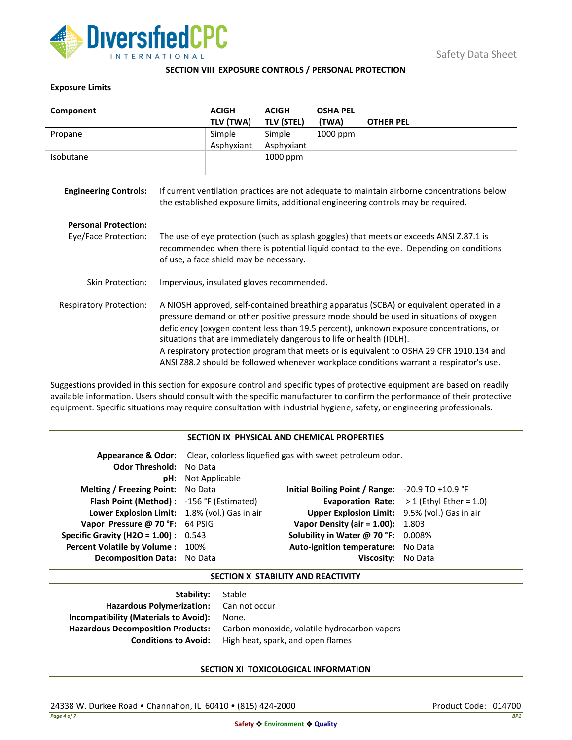## SECTION VIII EXPOSURE CONTROLS / PERSONAL PROTECTION

**Exposure Limits**

| Component | ACIGH TLV (TWA) | ACIGH TLV (STEL) | OSHA PEL (TWA) | OTHER PEL |
|---|---|---|---|---|
| Propane | Simple Asphyxiant | Simple Asphyxiant | 1000 ppm | |
| Isobutane | | 1000 ppm | | |
| | | | | |

**Engineering Controls:** If current ventilation practices are not adequate to maintain airborne concentrations below the established exposure limits, additional engineering controls may be required.

**Personal Protection:**

Eye/Face Protection: The use of eye protection (such as splash goggles) that meets or exceeds ANSI Z.87.1 is recommended when there is potential liquid contact to the eye. Depending on conditions of use, a face shield may be necessary.

Skin Protection: Impervious, insulated gloves recommended.

Respiratory Protection: A NIOSH approved, self-contained breathing apparatus (SCBA) or equivalent operated in a pressure demand or other positive pressure mode should be used in situations of oxygen deficiency (oxygen content less than 19.5 percent), unknown exposure concentrations, or situations that are immediately dangerous to life or health (IDLH).
A respiratory protection program that meets or is equivalent to OSHA 29 CFR 1910.134 and ANSI Z88.2 should be followed whenever workplace conditions warrant a respirator's use.

Suggestions provided in this section for exposure control and specific types of protective equipment are based on readily available information. Users should consult with the specific manufacturer to confirm the performance of their protective equipment. Specific situations may require consultation with industrial hygiene, safety, or engineering professionals.

## SECTION IX PHYSICAL AND CHEMICAL PROPERTIES

**Appearance & Odor:** Clear, colorless liquefied gas with sweet petroleum odor.
**Odor Threshold:** No Data
**pH:** Not Applicable

| Property | Value | Property | Value |
|---|---|---|---|
| **Melting / Freezing Point:** | No Data | **Initial Boiling Point / Range:** | -20.9 TO +10.9 °F |
| **Flash Point (Method) :** | -156 °F (Estimated) | **Evaporation Rate:** | > 1 (Ethyl Ether = 1.0) |
| **Lower Explosion Limit:** | 1.8% (vol.) Gas in air | **Upper Explosion Limit:** | 9.5% (vol.) Gas in air |
| **Vapor Pressure @ 70 °F:** | 64 PSIG | **Vapor Density (air = 1.00):** | 1.803 |
| **Specific Gravity (H2O = 1.00) :** | 0.543 | **Solubility in Water @ 70 °F:** | 0.008% |
| **Percent Volatile by Volume :** | 100% | **Auto-ignition temperature:** | No Data |
| **Decomposition Data:** | No Data | **Viscosity:** | No Data |

## SECTION X STABILITY AND REACTIVITY

**Stability:** Stable
**Hazardous Polymerization:** Can not occur
**Incompatibility (Materials to Avoid):** None.
**Hazardous Decomposition Products:** Carbon monoxide, volatile hydrocarbon vapors
**Conditions to Avoid:** High heat, spark, and open flames

## SECTION XI TOXICOLOGICAL INFORMATION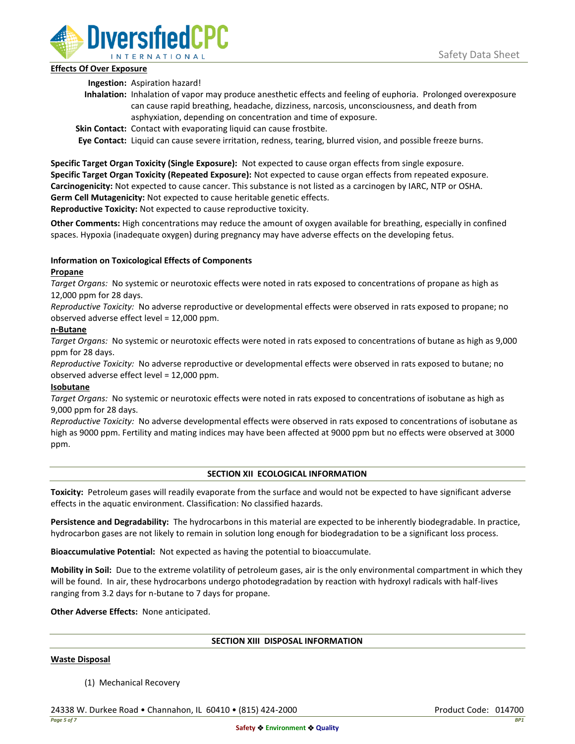**Effects Of Over Exposure**

**Ingestion:** Aspiration hazard!

**Inhalation:** Inhalation of vapor may produce anesthetic effects and feeling of euphoria. Prolonged overexposure can cause rapid breathing, headache, dizziness, narcosis, unconsciousness, and death from asphyxiation, depending on concentration and time of exposure.

**Skin Contact:** Contact with evaporating liquid can cause frostbite.

**Eye Contact:** Liquid can cause severe irritation, redness, tearing, blurred vision, and possible freeze burns.

**Specific Target Organ Toxicity (Single Exposure):** Not expected to cause organ effects from single exposure.
**Specific Target Organ Toxicity (Repeated Exposure):** Not expected to cause organ effects from repeated exposure.
**Carcinogenicity:** Not expected to cause cancer. This substance is not listed as a carcinogen by IARC, NTP or OSHA.
**Germ Cell Mutagenicity:** Not expected to cause heritable genetic effects.
**Reproductive Toxicity:** Not expected to cause reproductive toxicity.

**Other Comments:** High concentrations may reduce the amount of oxygen available for breathing, especially in confined spaces. Hypoxia (inadequate oxygen) during pregnancy may have adverse effects on the developing fetus.

**Information on Toxicological Effects of Components**

**Propane**

*Target Organs:* No systemic or neurotoxic effects were noted in rats exposed to concentrations of propane as high as 12,000 ppm for 28 days.

*Reproductive Toxicity:* No adverse reproductive or developmental effects were observed in rats exposed to propane; no observed adverse effect level = 12,000 ppm.

**n-Butane**

*Target Organs:* No systemic or neurotoxic effects were noted in rats exposed to concentrations of butane as high as 9,000 ppm for 28 days.

*Reproductive Toxicity:* No adverse reproductive or developmental effects were observed in rats exposed to butane; no observed adverse effect level = 12,000 ppm.

**Isobutane**

*Target Organs:* No systemic or neurotoxic effects were noted in rats exposed to concentrations of isobutane as high as 9,000 ppm for 28 days.

*Reproductive Toxicity:* No adverse developmental effects were observed in rats exposed to concentrations of isobutane as high as 9000 ppm. Fertility and mating indices may have been affected at 9000 ppm but no effects were observed at 3000 ppm.

## SECTION XII ECOLOGICAL INFORMATION

**Toxicity:** Petroleum gases will readily evaporate from the surface and would not be expected to have significant adverse effects in the aquatic environment. Classification: No classified hazards.

**Persistence and Degradability:** The hydrocarbons in this material are expected to be inherently biodegradable. In practice, hydrocarbon gases are not likely to remain in solution long enough for biodegradation to be a significant loss process.

**Bioaccumulative Potential:** Not expected as having the potential to bioaccumulate.

**Mobility in Soil:** Due to the extreme volatility of petroleum gases, air is the only environmental compartment in which they will be found. In air, these hydrocarbons undergo photodegradation by reaction with hydroxyl radicals with half-lives ranging from 3.2 days for n-butane to 7 days for propane.

**Other Adverse Effects:** None anticipated.

## SECTION XIII DISPOSAL INFORMATION

**Waste Disposal**

(1) Mechanical Recovery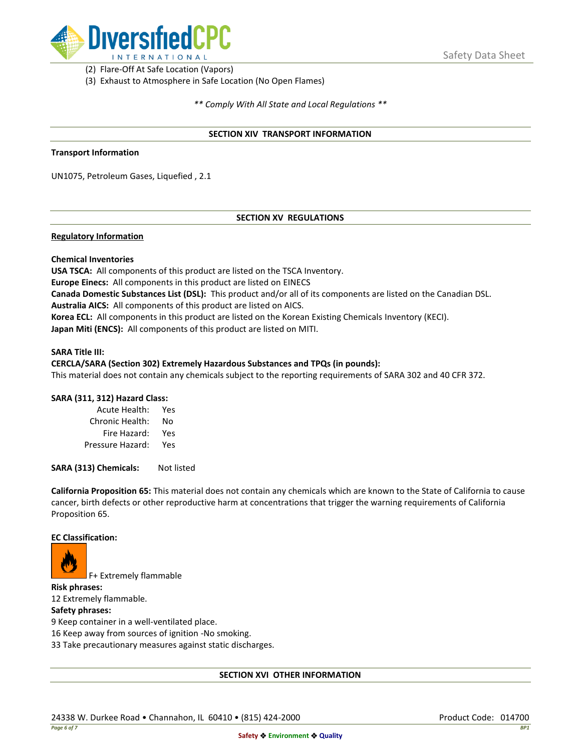(2) Flare-Off At Safe Location (Vapors)
(3) Exhaust to Atmosphere in Safe Location (No Open Flames)

*** Comply With All State and Local Regulations ***

## SECTION XIV TRANSPORT INFORMATION

**Transport Information**

UN1075, Petroleum Gases, Liquefied , 2.1

## SECTION XV REGULATIONS

**Regulatory Information**

**Chemical Inventories**
**USA TSCA:** All components of this product are listed on the TSCA Inventory.
**Europe Einecs:** All components in this product are listed on EINECS
**Canada Domestic Substances List (DSL):** This product and/or all of its components are listed on the Canadian DSL.
**Australia AICS:** All components of this product are listed on AICS.
**Korea ECL:** All components in this product are listed on the Korean Existing Chemicals Inventory (KECI).
**Japan Miti (ENCS):** All components of this product are listed on MITI.

**SARA Title III:**
**CERCLA/SARA (Section 302) Extremely Hazardous Substances and TPQs (in pounds):**
This material does not contain any chemicals subject to the reporting requirements of SARA 302 and 40 CFR 372.

**SARA (311, 312) Hazard Class:**

| | |
|---|---|
| Acute Health: | Yes |
| Chronic Health: | No |
| Fire Hazard: | Yes |
| Pressure Hazard: | Yes |

**SARA (313) Chemicals:** Not listed

**California Proposition 65:** This material does not contain any chemicals which are known to the State of California to cause cancer, birth defects or other reproductive harm at concentrations that trigger the warning requirements of California Proposition 65.

**EC Classification:**

F+ Extremely flammable

**Risk phrases:**
12 Extremely flammable.

**Safety phrases:**
9 Keep container in a well-ventilated place.
16 Keep away from sources of ignition -No smoking.
33 Take precautionary measures against static discharges.

## SECTION XVI OTHER INFORMATION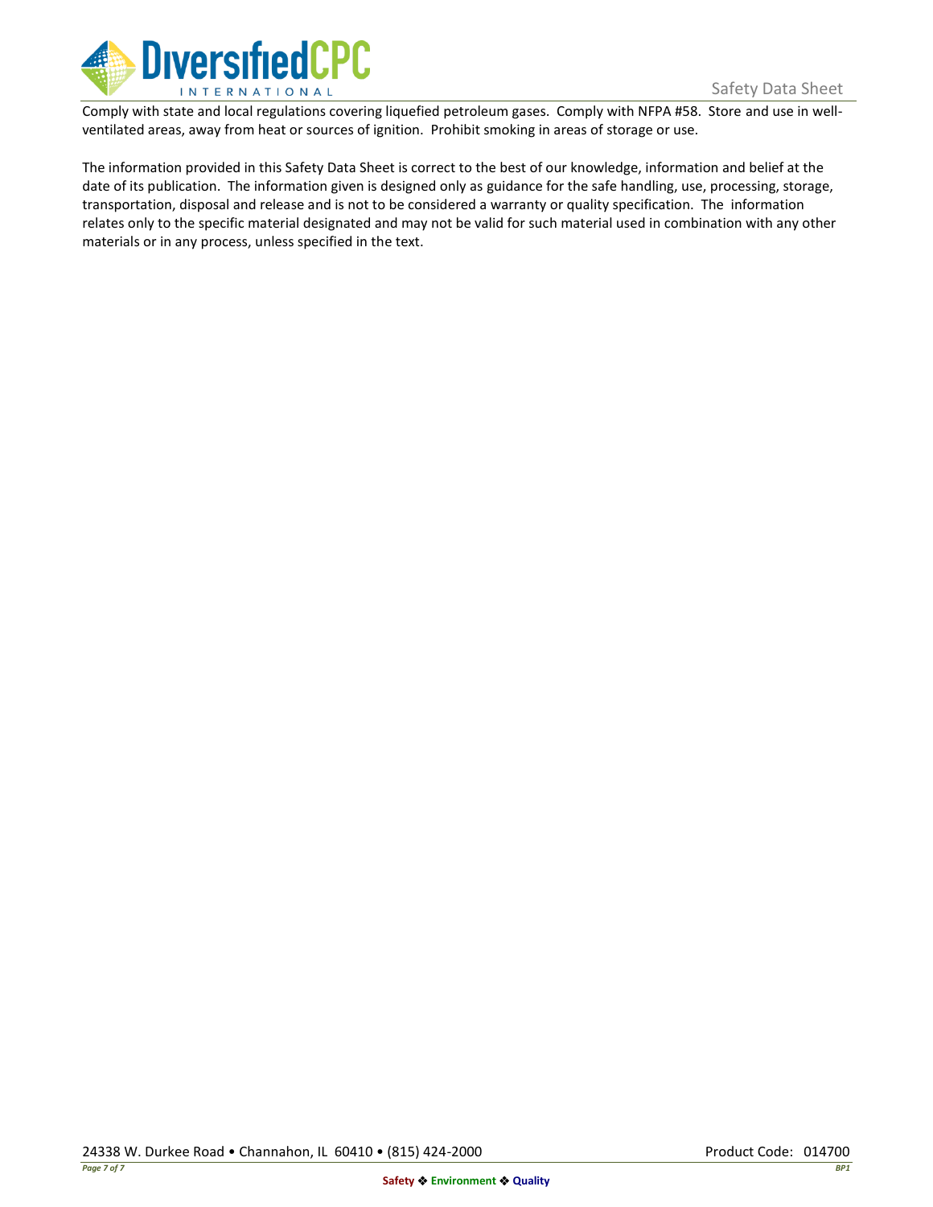Comply with state and local regulations covering liquefied petroleum gases. Comply with NFPA #58. Store and use in well-ventilated areas, away from heat or sources of ignition. Prohibit smoking in areas of storage or use.

The information provided in this Safety Data Sheet is correct to the best of our knowledge, information and belief at the date of its publication. The information given is designed only as guidance for the safe handling, use, processing, storage, transportation, disposal and release and is not to be considered a warranty or quality specification. The information relates only to the specific material designated and may not be valid for such material used in combination with any other materials or in any process, unless specified in the text.